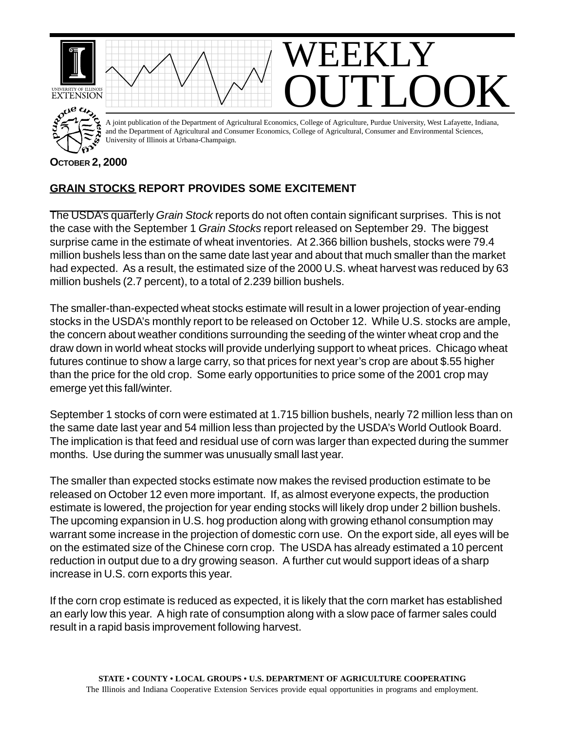# WEEKLY OUTLOOK

A joint publication of the Department of Agricultural Economics, College of Agriculture, Purdue University, West Lafayette, Indiana, and the Department of Agricultural and Consumer Economics, College of Agricultural, Consumer and Environmental Sciences, University of Illinois at Urbana-Champaign.

**OCTOBER 2, 2000**

## GRAIN STOCKS REPORT PROVIDES SOME EXCITEMENT

The USDA's quarterly *Grain Stock* reports do not often contain significant surprises. This is not the case with the September 1 *Grain Stocks* report released on September 29. The biggest surprise came in the estimate of wheat inventories. At 2.366 billion bushels, stocks were 79.4 million bushels less than on the same date last year and about that much smaller than the market had expected. As a result, the estimated size of the 2000 U.S. wheat harvest was reduced by 63 million bushels (2.7 percent), to a total of 2.239 billion bushels.

The smaller-than-expected wheat stocks estimate will result in a lower projection of year-ending stocks in the USDA's monthly report to be released on October 12. While U.S. stocks are ample, the concern about weather conditions surrounding the seeding of the winter wheat crop and the draw down in world wheat stocks will provide underlying support to wheat prices. Chicago wheat futures continue to show a large carry, so that prices for next year's crop are about $.55 higher than the price for the old crop. Some early opportunities to price some of the 2001 crop may emerge yet this fall/winter.

September 1 stocks of corn were estimated at 1.715 billion bushels, nearly 72 million less than on the same date last year and 54 million less than projected by the USDA's World Outlook Board. The implication is that feed and residual use of corn was larger than expected during the summer months. Use during the summer was unusually small last year.

The smaller than expected stocks estimate now makes the revised production estimate to be released on October 12 even more important. If, as almost everyone expects, the production estimate is lowered, the projection for year ending stocks will likely drop under 2 billion bushels. The upcoming expansion in U.S. hog production along with growing ethanol consumption may warrant some increase in the projection of domestic corn use. On the export side, all eyes will be on the estimated size of the Chinese corn crop. The USDA has already estimated a 10 percent reduction in output due to a dry growing season. A further cut would support ideas of a sharp increase in U.S. corn exports this year.

If the corn crop estimate is reduced as expected, it is likely that the corn market has established an early low this year. A high rate of consumption along with a slow pace of farmer sales could result in a rapid basis improvement following harvest.

STATE • COUNTY • LOCAL GROUPS • U.S. DEPARTMENT OF AGRICULTURE COOPERATING
The Illinois and Indiana Cooperative Extension Services provide equal opportunities in programs and employment.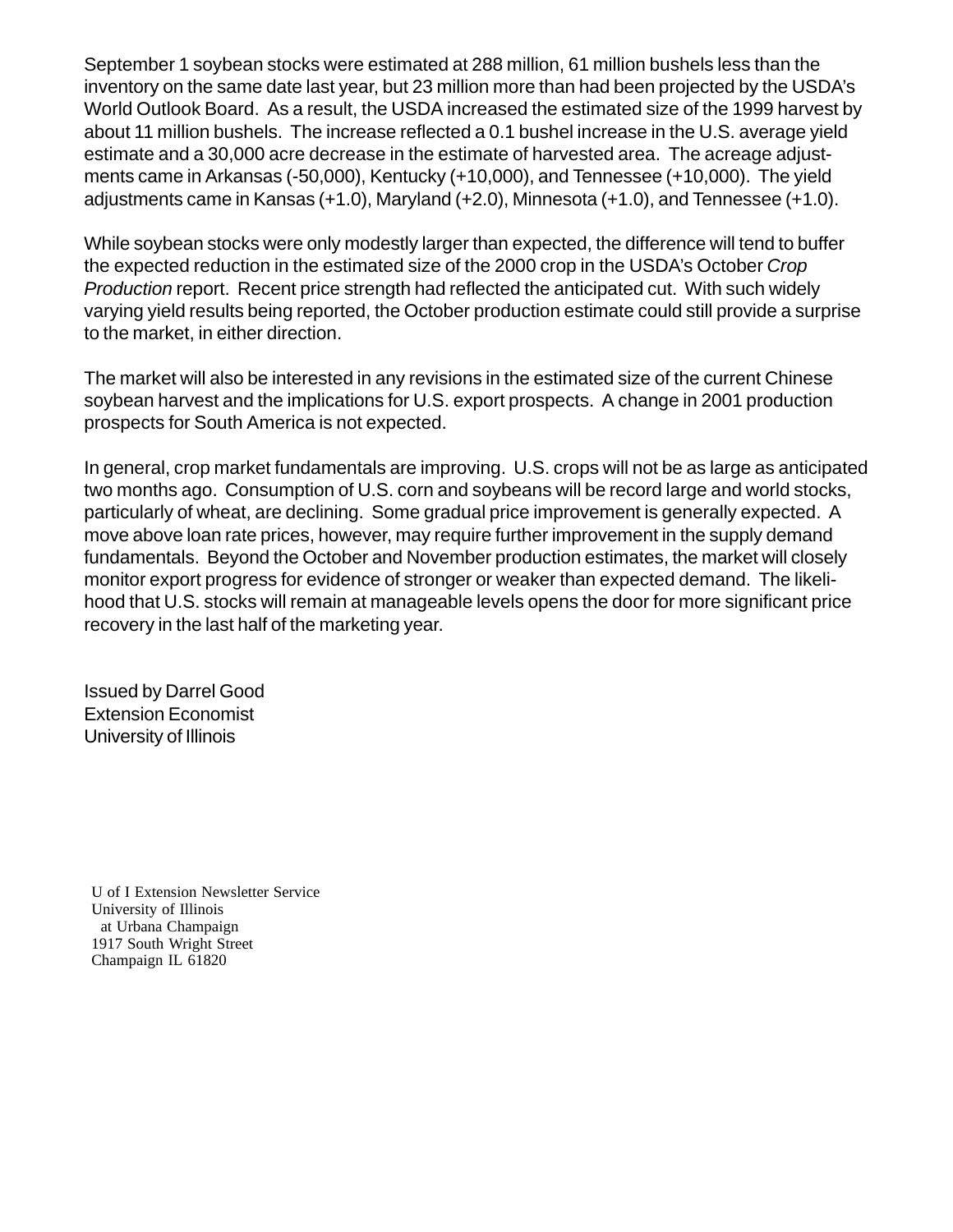September 1 soybean stocks were estimated at 288 million, 61 million bushels less than the inventory on the same date last year, but 23 million more than had been projected by the USDA's World Outlook Board. As a result, the USDA increased the estimated size of the 1999 harvest by about 11 million bushels. The increase reflected a 0.1 bushel increase in the U.S. average yield estimate and a 30,000 acre decrease in the estimate of harvested area. The acreage adjustments came in Arkansas (-50,000), Kentucky (+10,000), and Tennessee (+10,000). The yield adjustments came in Kansas (+1.0), Maryland (+2.0), Minnesota (+1.0), and Tennessee (+1.0).

While soybean stocks were only modestly larger than expected, the difference will tend to buffer the expected reduction in the estimated size of the 2000 crop in the USDA's October *Crop Production* report. Recent price strength had reflected the anticipated cut. With such widely varying yield results being reported, the October production estimate could still provide a surprise to the market, in either direction.

The market will also be interested in any revisions in the estimated size of the current Chinese soybean harvest and the implications for U.S. export prospects. A change in 2001 production prospects for South America is not expected.

In general, crop market fundamentals are improving. U.S. crops will not be as large as anticipated two months ago. Consumption of U.S. corn and soybeans will be record large and world stocks, particularly of wheat, are declining. Some gradual price improvement is generally expected. A move above loan rate prices, however, may require further improvement in the supply demand fundamentals. Beyond the October and November production estimates, the market will closely monitor export progress for evidence of stronger or weaker than expected demand. The likelihood that U.S. stocks will remain at manageable levels opens the door for more significant price recovery in the last half of the marketing year.

Issued by Darrel Good
Extension Economist
University of Illinois

U of I Extension Newsletter Service
University of Illinois
at Urbana Champaign
1917 South Wright Street
Champaign IL 61820